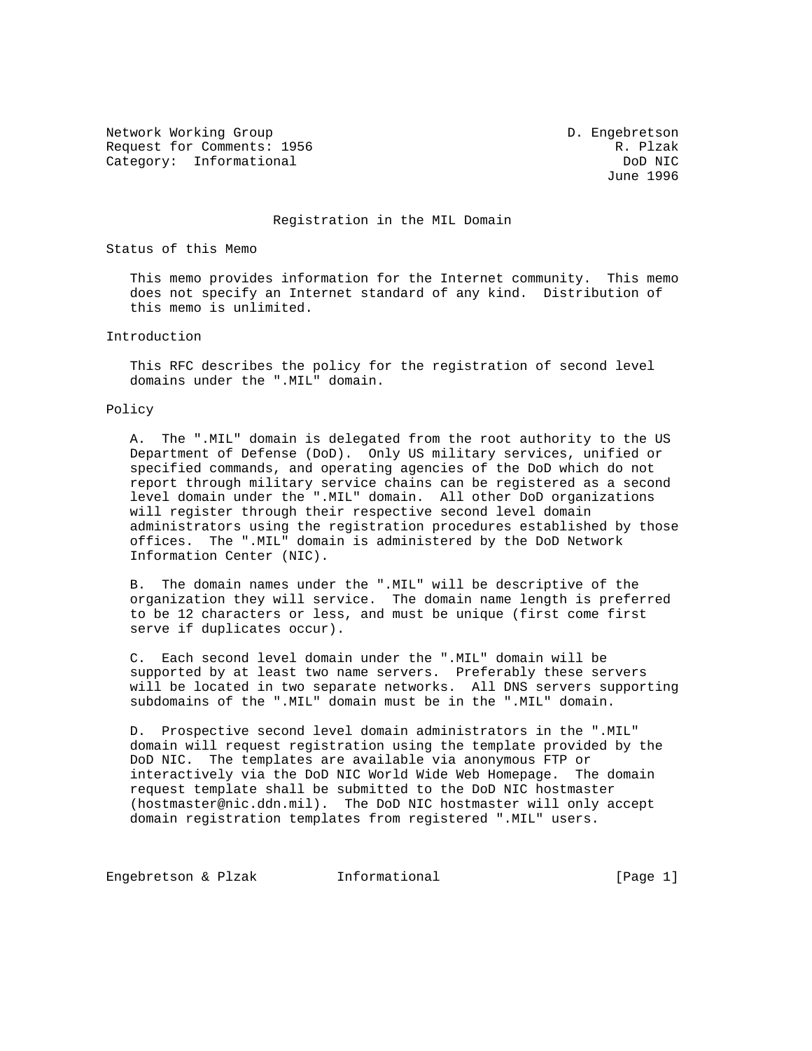Network Working Group D. Engebretson
Request for Comments: 1956 R. Plzak
Category: Informational DoD NIC
June 1996

# Registration in the MIL Domain

## Status of this Memo

This memo provides information for the Internet community. This memo does not specify an Internet standard of any kind. Distribution of this memo is unlimited.

## Introduction

This RFC describes the policy for the registration of second level domains under the ".MIL" domain.

## Policy

A. The ".MIL" domain is delegated from the root authority to the US Department of Defense (DoD). Only US military services, unified or specified commands, and operating agencies of the DoD which do not report through military service chains can be registered as a second level domain under the ".MIL" domain. All other DoD organizations will register through their respective second level domain administrators using the registration procedures established by those offices. The ".MIL" domain is administered by the DoD Network Information Center (NIC).

B. The domain names under the ".MIL" will be descriptive of the organization they will service. The domain name length is preferred to be 12 characters or less, and must be unique (first come first serve if duplicates occur).

C. Each second level domain under the ".MIL" domain will be supported by at least two name servers. Preferably these servers will be located in two separate networks. All DNS servers supporting subdomains of the ".MIL" domain must be in the ".MIL" domain.

D. Prospective second level domain administrators in the ".MIL" domain will request registration using the template provided by the DoD NIC. The templates are available via anonymous FTP or interactively via the DoD NIC World Wide Web Homepage. The domain request template shall be submitted to the DoD NIC hostmaster (hostmaster@nic.ddn.mil). The DoD NIC hostmaster will only accept domain registration templates from registered ".MIL" users.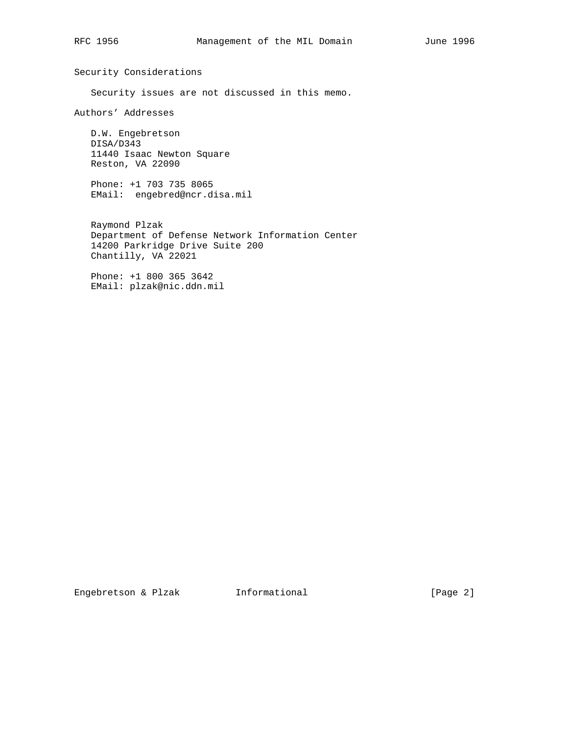## Security Considerations

Security issues are not discussed in this memo.

## Authors' Addresses

D.W. Engebretson
DISA/D343
11440 Isaac Newton Square
Reston, VA 22090

Phone: +1 703 735 8065
EMail: engebred@ncr.disa.mil

Raymond Plzak
Department of Defense Network Information Center
14200 Parkridge Drive Suite 200
Chantilly, VA 22021

Phone: +1 800 365 3642
EMail: plzak@nic.ddn.mil